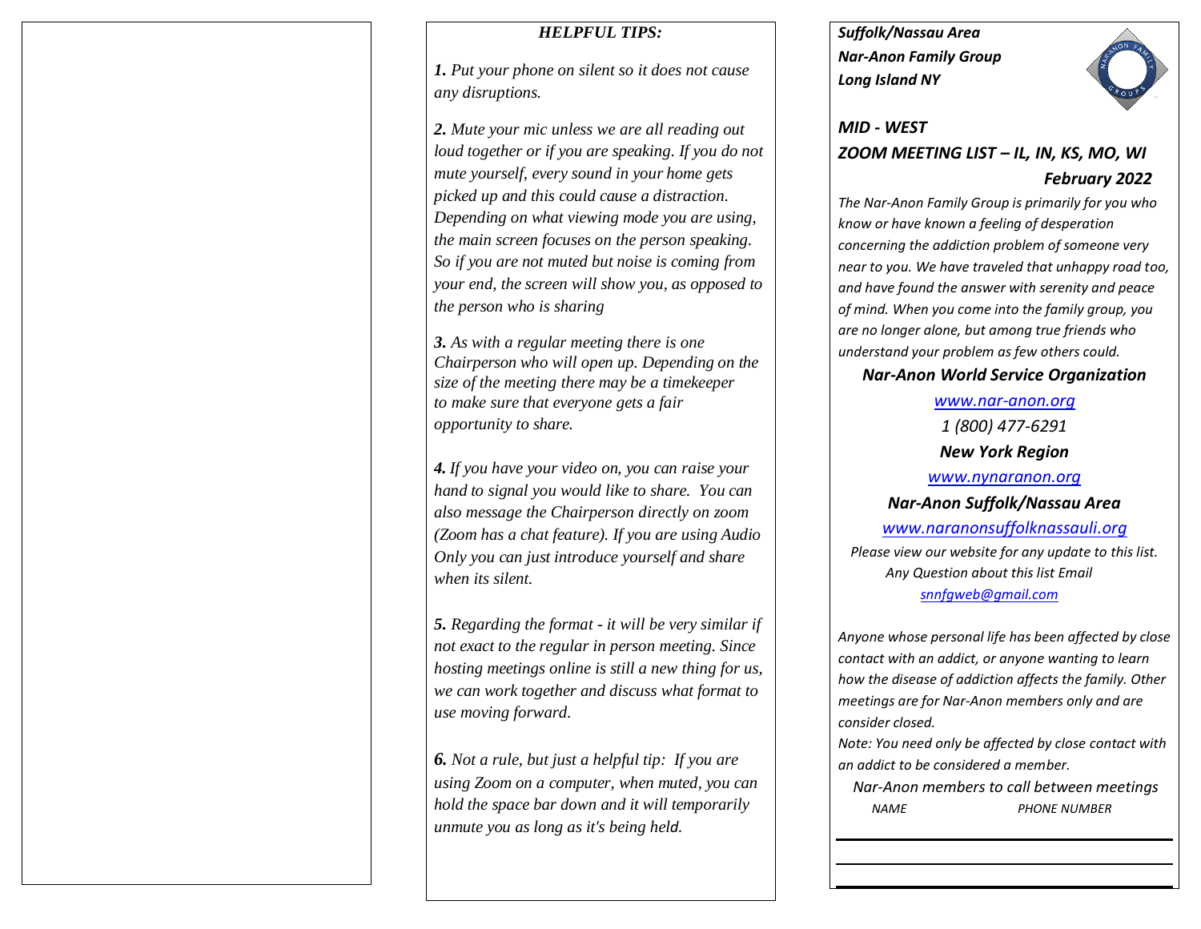### *HELPFUL TIPS:*

***1.*** *Put your phone on silent so it does not cause any disruptions.*

***2.*** *Mute your mic unless we are all reading out loud together or if you are speaking. If you do not mute yourself, every sound in your home gets picked up and this could cause a distraction. Depending on what viewing mode you are using, the main screen focuses on the person speaking. So if you are not muted but noise is coming from your end, the screen will show you, as opposed to the person who is sharing*

***3.*** *As with a regular meeting there is one Chairperson who will open up. Depending on the size of the meeting there may be a timekeeper to make sure that everyone gets a fair opportunity to share.*

***4.*** *If you have your video on, you can raise your hand to signal you would like to share. You can also message the Chairperson directly on zoom (Zoom has a chat feature). If you are using Audio Only you can just introduce yourself and share when its silent.*

***5.*** *Regarding the format - it will be very similar if not exact to the regular in person meeting. Since hosting meetings online is still a new thing for us, we can work together and discuss what format to use moving forward.*

***6.*** *Not a rule, but just a helpful tip: If you are using Zoom on a computer, when muted, you can hold the space bar down and it will temporarily unmute you as long as it's being held.*

***Suffolk/Nassau Area***
***Nar-Anon Family Group***
***Long Island NY***

## *MID - WEST*

## *ZOOM MEETING LIST – IL, IN, KS, MO, WI*

### *February 2022*

*The Nar-Anon Family Group is primarily for you who know or have known a feeling of desperation concerning the addiction problem of someone very near to you. We have traveled that unhappy road too, and have found the answer with serenity and peace of mind. When you come into the family group, you are no longer alone, but among true friends who understand your problem as few others could.*

***Nar-Anon World Service Organization***

*www.nar-anon.org*

*1 (800) 477-6291*

***New York Region***

*www.nynaranon.org*

***Nar-Anon Suffolk/Nassau Area***

*www.naranonsuffolknassauli.org*

*Please view our website for any update to this list.*
*Any Question about this list Email*
*snnfgweb@gmail.com*

*Anyone whose personal life has been affected by close contact with an addict, or anyone wanting to learn how the disease of addiction affects the family. Other meetings are for Nar-Anon members only and are consider closed.*

*Note: You need only be affected by close contact with an addict to be considered a member.*

*Nar-Anon members to call between meetings*

| *NAME* | *PHONE NUMBER* |
| --- | --- |
| | |
| | |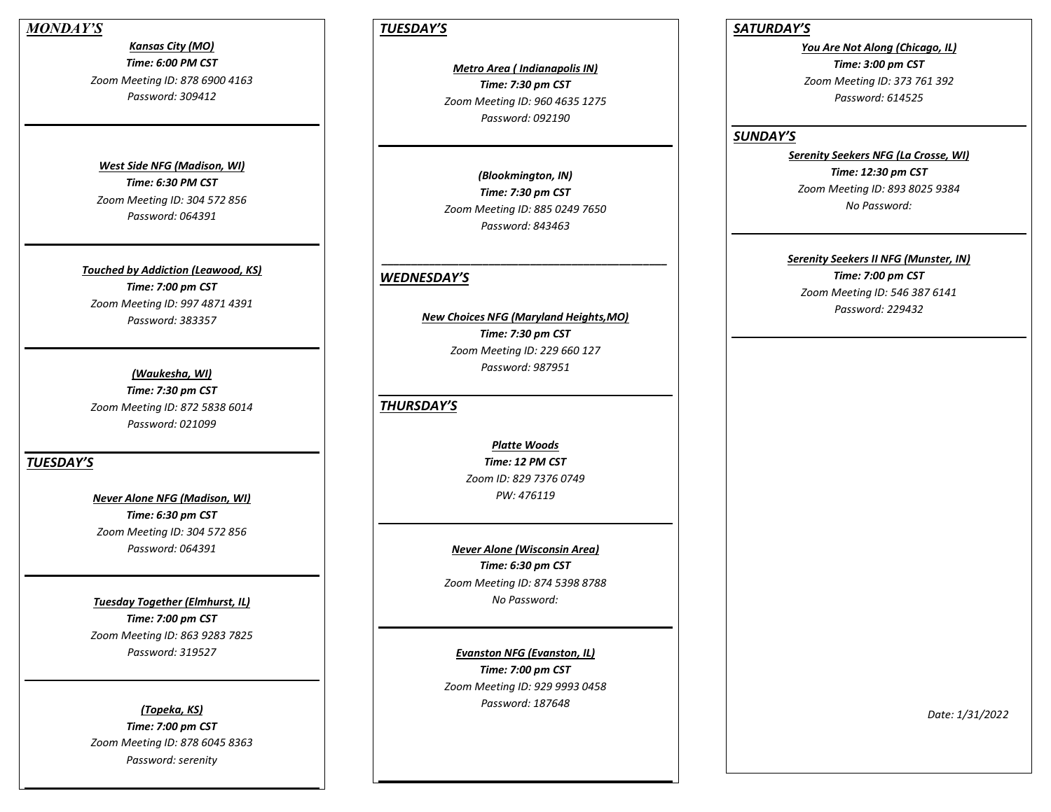## *MONDAY'S*

***Kansas City (MO)***
***Time: 6:00 PM CST***
*Zoom Meeting ID: 878 6900 4163*
*Password: 309412*

---

***West Side NFG (Madison, WI)***
***Time: 6:30 PM CST***
*Zoom Meeting ID: 304 572 856*
*Password: 064391*

---

***Touched by Addiction (Leawood, KS)***
***Time: 7:00 pm CST***
*Zoom Meeting ID: 997 4871 4391*
*Password: 383357*

---

***(Waukesha, WI)***
***Time: 7:30 pm CST***
*Zoom Meeting ID: 872 5838 6014*
*Password: 021099*

---

## *TUESDAY'S*

***Never Alone NFG (Madison, WI)***
***Time: 6:30 pm CST***
*Zoom Meeting ID: 304 572 856*
*Password: 064391*

---

***Tuesday Together (Elmhurst, IL)***
***Time: 7:00 pm CST***
*Zoom Meeting ID: 863 9283 7825*
*Password: 319527*

---

***(Topeka, KS)***
***Time: 7:00 pm CST***
*Zoom Meeting ID: 878 6045 8363*
*Password: serenity*

---

## *TUESDAY'S*

***Metro Area ( Indianapolis IN)***
***Time: 7:30 pm CST***
*Zoom Meeting ID: 960 4635 1275*
*Password: 092190*

---

***(Blookmington, IN)***
***Time: 7:30 pm CST***
*Zoom Meeting ID: 885 0249 7650*
*Password: 843463*

---

## *WEDNESDAY'S*

***New Choices NFG (Maryland Heights,MO)***
***Time: 7:30 pm CST***
*Zoom Meeting ID: 229 660 127*
*Password: 987951*

---

## *THURSDAY'S*

***Platte Woods***
***Time: 12 PM CST***
*Zoom ID: 829 7376 0749*
*PW: 476119*

---

***Never Alone (Wisconsin Area)***
***Time: 6:30 pm CST***
*Zoom Meeting ID: 874 5398 8788*
*No Password:*

---

***Evanston NFG (Evanston, IL)***
***Time: 7:00 pm CST***
*Zoom Meeting ID: 929 9993 0458*
*Password: 187648*

---

## *SATURDAY'S*

***You Are Not Along (Chicago, IL)***
***Time: 3:00 pm CST***
*Zoom Meeting ID: 373 761 392*
*Password: 614525*

---

## *SUNDAY'S*

***Serenity Seekers NFG (La Crosse, WI)***
***Time: 12:30 pm CST***
*Zoom Meeting ID: 893 8025 9384*
*No Password:*

---

***Serenity Seekers II NFG (Munster, IN)***
***Time: 7:00 pm CST***
*Zoom Meeting ID: 546 387 6141*
*Password: 229432*

---

*Date: 1/31/2022*